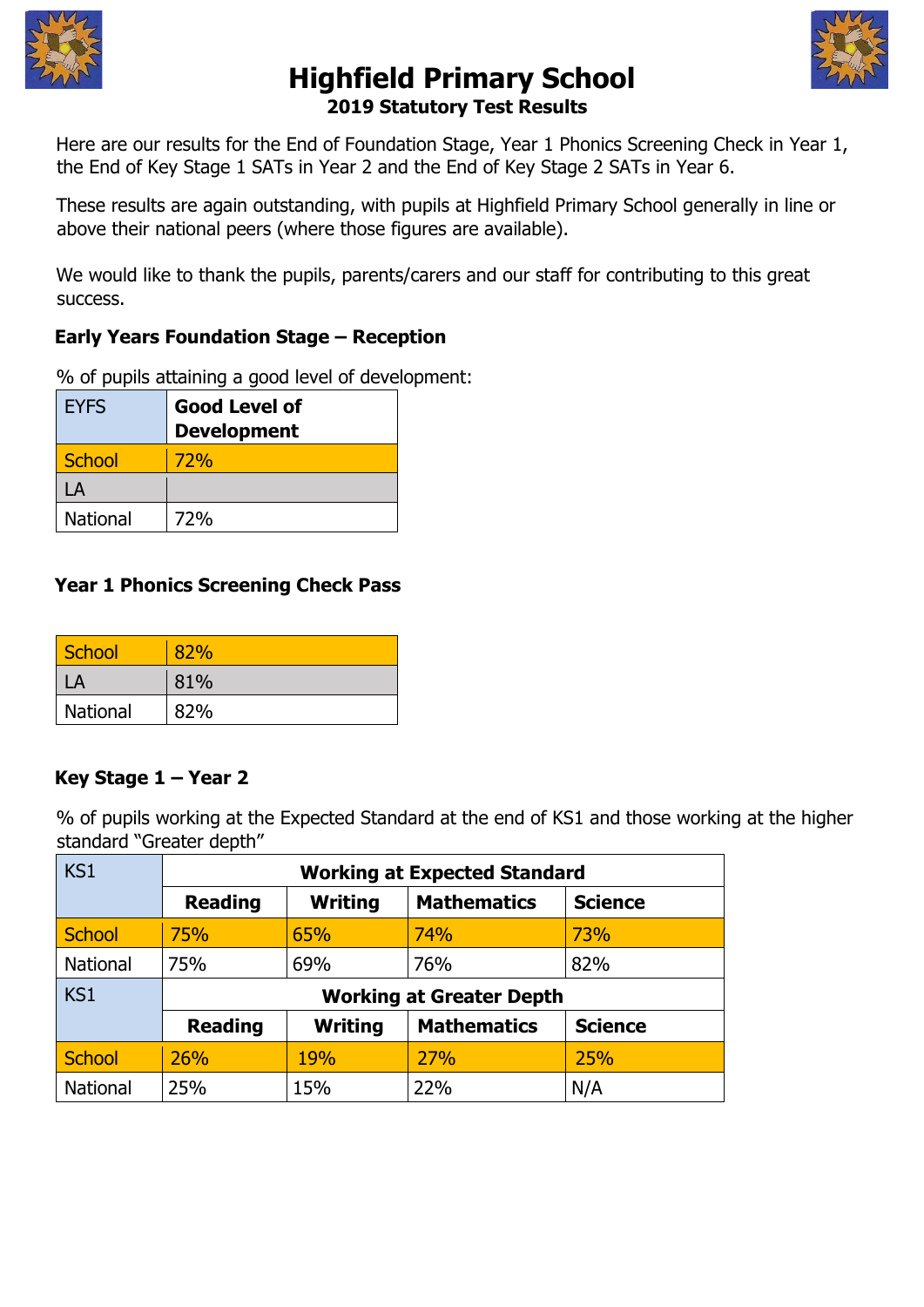# Highfield Primary School

## 2019 Statutory Test Results

Here are our results for the End of Foundation Stage, Year 1 Phonics Screening Check in Year 1, the End of Key Stage 1 SATs in Year 2 and the End of Key Stage 2 SATs in Year 6.

These results are again outstanding, with pupils at Highfield Primary School generally in line or above their national peers (where those figures are available).

We would like to thank the pupils, parents/carers and our staff for contributing to this great success.

### Early Years Foundation Stage – Reception

% of pupils attaining a good level of development:

| EYFS | Good Level of Development |
|---|---|
| School | 72% |
| LA | |
| National | 72% |

### Year 1 Phonics Screening Check Pass

| | |
|---|---|
| School | 82% |
| LA | 81% |
| National | 82% |

### Key Stage 1 – Year 2

% of pupils working at the Expected Standard at the end of KS1 and those working at the higher standard "Greater depth"

| KS1 | Working at Expected Standard | | | |
|---|---|---|---|---|
| | **Reading** | **Writing** | **Mathematics** | **Science** |
| School | 75% | 65% | 74% | 73% |
| National | 75% | 69% | 76% | 82% |
| KS1 | **Working at Greater Depth** | | | |
| | **Reading** | **Writing** | **Mathematics** | **Science** |
| School | 26% | 19% | 27% | 25% |
| National | 25% | 15% | 22% | N/A |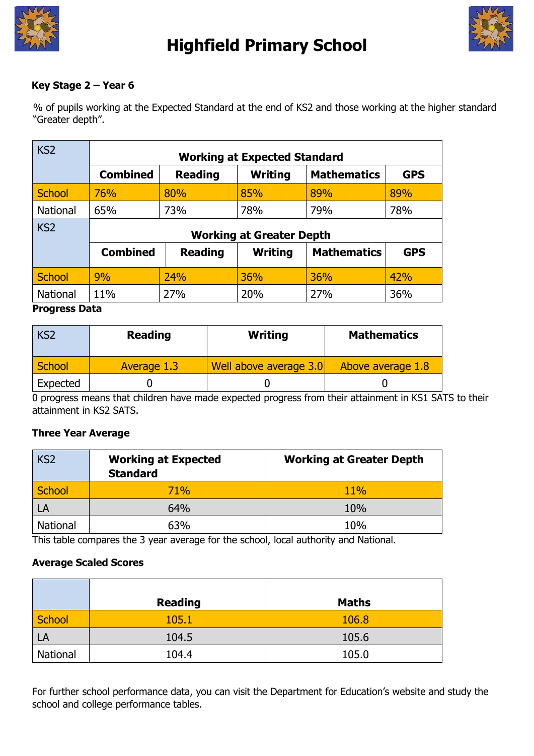# Highfield Primary School

### Key Stage 2 – Year 6

% of pupils working at the Expected Standard at the end of KS2 and those working at the higher standard "Greater depth".

| KS2 | Working at Expected Standard | | | | |
|---|---|---|---|---|---|
| | **Combined** | **Reading** | **Writing** | **Mathematics** | **GPS** |
| School | 76% | 80% | 85% | 89% | 89% |
| National | 65% | 73% | 78% | 79% | 78% |
| **KS2** | **Working at Greater Depth** | | | | |
| | **Combined** | **Reading** | **Writing** | **Mathematics** | **GPS** |
| School | 9% | 24% | 36% | 36% | 42% |
| National | 11% | 27% | 20% | 27% | 36% |

**Progress Data**

| KS2 | Reading | Writing | Mathematics |
|---|---|---|---|
| School | Average 1.3 | Well above average 3.0 | Above average 1.8 |
| Expected | 0 | 0 | 0 |

0 progress means that children have made expected progress from their attainment in KS1 SATS to their attainment in KS2 SATS.

**Three Year Average**

| KS2 | Working at Expected Standard | Working at Greater Depth |
|---|---|---|
| School | 71% | 11% |
| LA | 64% | 10% |
| National | 63% | 10% |

This table compares the 3 year average for the school, local authority and National.

**Average Scaled Scores**

| | Reading | Maths |
|---|---|---|
| School | 105.1 | 106.8 |
| LA | 104.5 | 105.6 |
| National | 104.4 | 105.0 |

For further school performance data, you can visit the Department for Education's website and study the school and college performance tables.